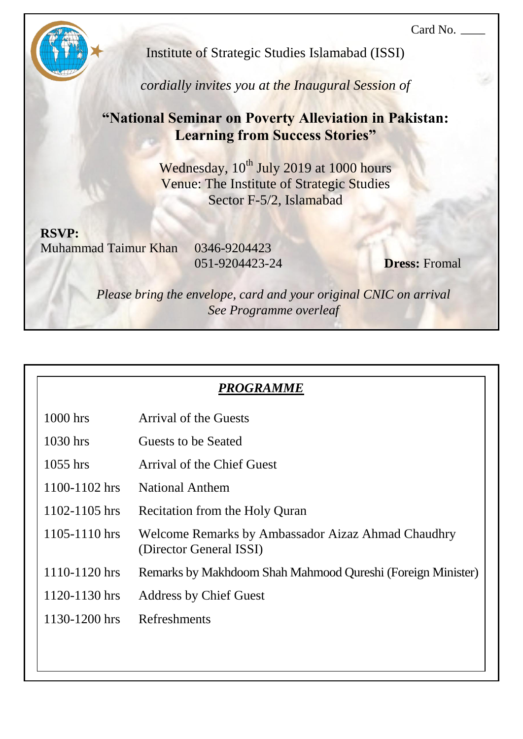Card No. \_\_\_\_

Institute of Strategic Studies Islamabad (ISSI)

*cordially invites you at the Inaugural Session of*

## "National Seminar on Poverty Alleviation in Pakistan: Learning from Success Stories"

Wednesday, 10th July 2019 at 1000 hours
Venue: The Institute of Strategic Studies
Sector F-5/2, Islamabad

**RSVP:**
Muhammad Taimur Khan 0346-9204423
051-9204423-24

**Dress:** Fromal

*Please bring the envelope, card and your original CNIC on arrival*
*See Programme overleaf*

## ***PROGRAMME***

| | |
|---|---|
| 1000 hrs | Arrival of the Guests |
| 1030 hrs | Guests to be Seated |
| 1055 hrs | Arrival of the Chief Guest |
| 1100-1102 hrs | National Anthem |
| 1102-1105 hrs | Recitation from the Holy Quran |
| 1105-1110 hrs | Welcome Remarks by Ambassador Aizaz Ahmad Chaudhry (Director General ISSI) |
| 1110-1120 hrs | Remarks by Makhdoom Shah Mahmood Qureshi (Foreign Minister) |
| 1120-1130 hrs | Address by Chief Guest |
| 1130-1200 hrs | Refreshments |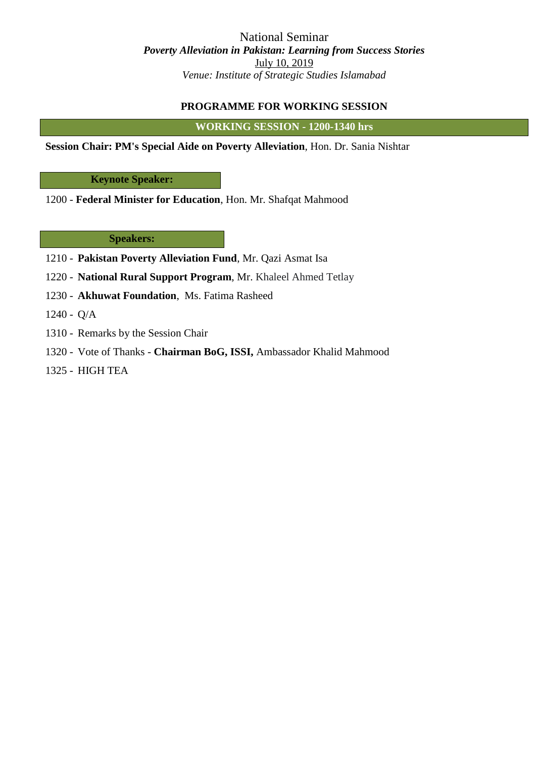National Seminar

***Poverty Alleviation in Pakistan: Learning from Success Stories***

July 10, 2019

*Venue: Institute of Strategic Studies Islamabad*

**PROGRAMME FOR WORKING SESSION**

**WORKING SESSION - 1200-1340 hrs**

**Session Chair: PM's Special Aide on Poverty Alleviation**, Hon. Dr. Sania Nishtar

**Keynote Speaker:**

1200 - **Federal Minister for Education**, Hon. Mr. Shafqat Mahmood

**Speakers:**

1210 - **Pakistan Poverty Alleviation Fund**, Mr. Qazi Asmat Isa

1220 - **National Rural Support Program**, Mr. Khaleel Ahmed Tetlay

1230 - **Akhuwat Foundation**, Ms. Fatima Rasheed

1240 - Q/A

1310 - Remarks by the Session Chair

1320 - Vote of Thanks - **Chairman BoG, ISSI,** Ambassador Khalid Mahmood

1325 - HIGH TEA